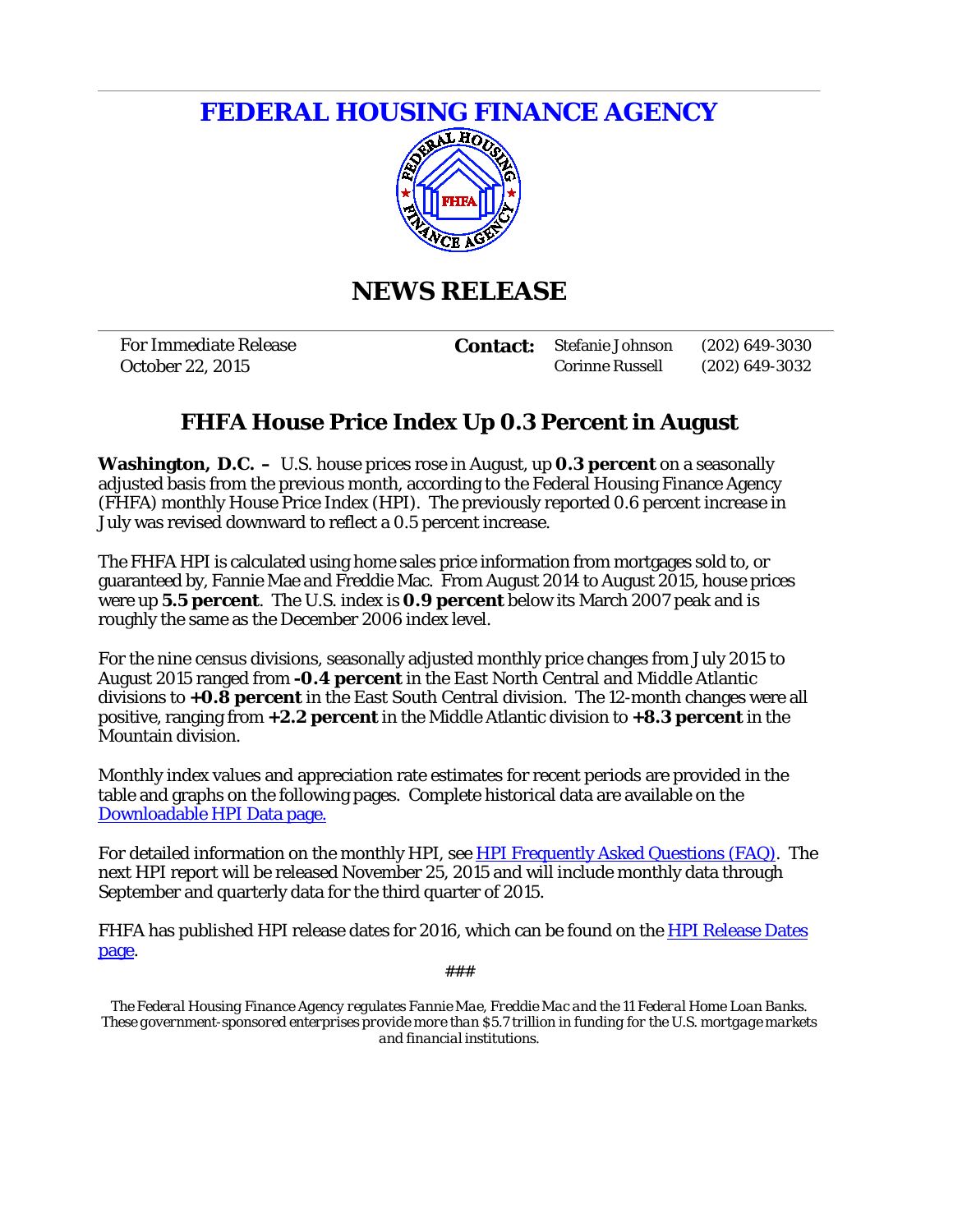# FEDERAL HOUSING FINANCE AGENCY

## NEWS RELEASE

For Immediate Release
October 22, 2015

**Contact:** Stefanie Johnson (202) 649-3030
Corinne Russell (202) 649-3032

## FHFA House Price Index Up 0.3 Percent in August

**Washington, D.C. –** U.S. house prices rose in August, up **0.3 percent** on a seasonally adjusted basis from the previous month, according to the Federal Housing Finance Agency (FHFA) monthly House Price Index (HPI). The previously reported 0.6 percent increase in July was revised downward to reflect a 0.5 percent increase.

The FHFA HPI is calculated using home sales price information from mortgages sold to, or guaranteed by, Fannie Mae and Freddie Mac. From August 2014 to August 2015, house prices were up **5.5 percent**. The U.S. index is **0.9 percent** below its March 2007 peak and is roughly the same as the December 2006 index level.

For the nine census divisions, seasonally adjusted monthly price changes from July 2015 to August 2015 ranged from **-0.4 percent** in the East North Central and Middle Atlantic divisions to **+0.8 percent** in the East South Central division. The 12-month changes were all positive, ranging from **+2.2 percent** in the Middle Atlantic division to **+8.3 percent** in the Mountain division.

Monthly index values and appreciation rate estimates for recent periods are provided in the table and graphs on the following pages. Complete historical data are available on the Downloadable HPI Data page.

For detailed information on the monthly HPI, see HPI Frequently Asked Questions (FAQ). The next HPI report will be released November 25, 2015 and will include monthly data through September and quarterly data for the third quarter of 2015.

FHFA has published HPI release dates for 2016, which can be found on the HPI Release Dates page.

###

*The Federal Housing Finance Agency regulates Fannie Mae, Freddie Mac and the 11 Federal Home Loan Banks. These government-sponsored enterprises provide more than $5.7 trillion in funding for the U.S. mortgage markets and financial institutions.*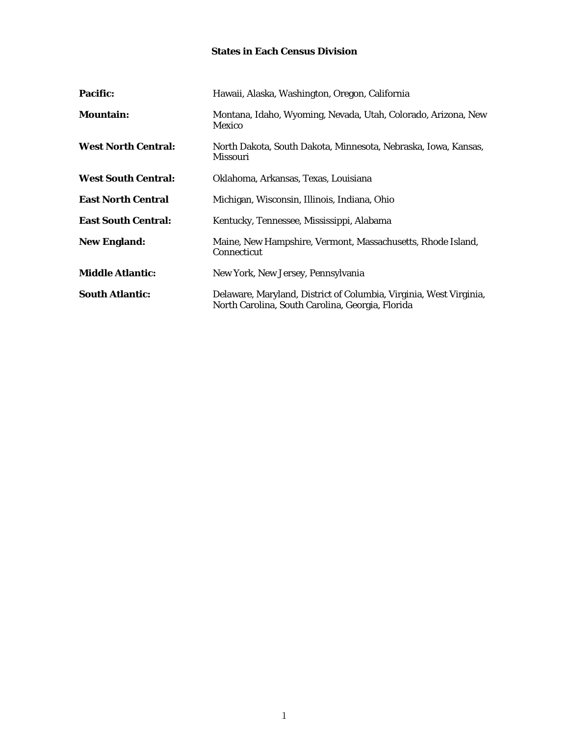# States in Each Census Division

| | |
|---|---|
| **Pacific:** | Hawaii, Alaska, Washington, Oregon, California |
| **Mountain:** | Montana, Idaho, Wyoming, Nevada, Utah, Colorado, Arizona, New Mexico |
| **West North Central:** | North Dakota, South Dakota, Minnesota, Nebraska, Iowa, Kansas, Missouri |
| **West South Central:** | Oklahoma, Arkansas, Texas, Louisiana |
| **East North Central** | Michigan, Wisconsin, Illinois, Indiana, Ohio |
| **East South Central:** | Kentucky, Tennessee, Mississippi, Alabama |
| **New England:** | Maine, New Hampshire, Vermont, Massachusetts, Rhode Island, Connecticut |
| **Middle Atlantic:** | New York, New Jersey, Pennsylvania |
| **South Atlantic:** | Delaware, Maryland, District of Columbia, Virginia, West Virginia, North Carolina, South Carolina, Georgia, Florida |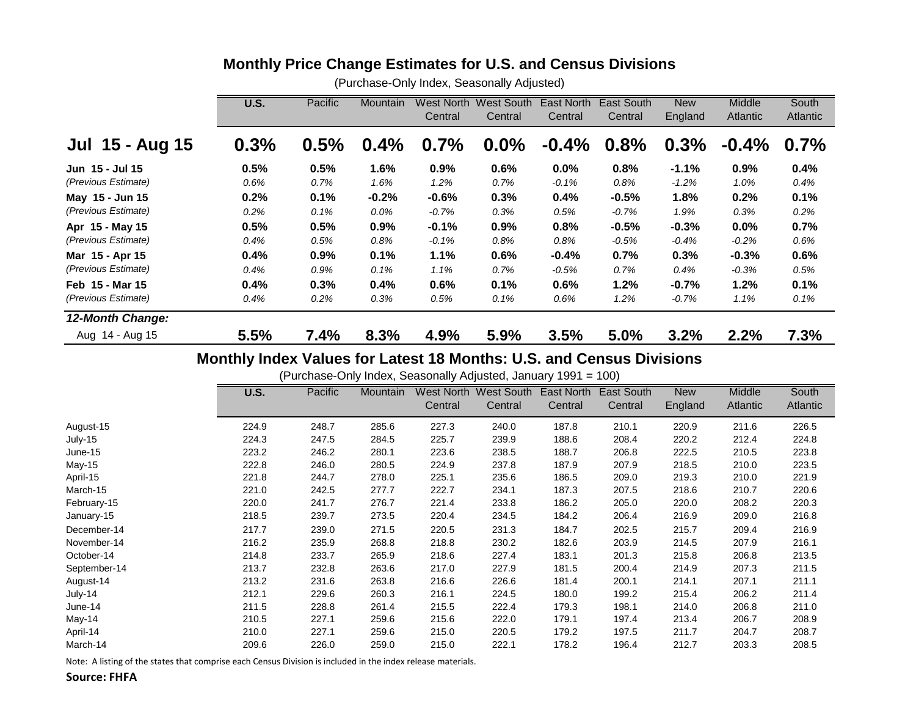## Monthly Price Change Estimates for U.S. and Census Divisions

(Purchase-Only Index, Seasonally Adjusted)

| | U.S. | Pacific | Mountain | West North Central | West South Central | East North Central | East South Central | New England | Middle Atlantic | South Atlantic |
|---|---|---|---|---|---|---|---|---|---|---|
| **Jul 15 - Aug 15** | **0.3%** | **0.5%** | **0.4%** | **0.7%** | **0.0%** | **-0.4%** | **0.8%** | **0.3%** | **-0.4%** | **0.7%** |
| **Jun 15 - Jul 15** | **0.5%** | **0.5%** | **1.6%** | **0.9%** | **0.6%** | **0.0%** | **0.8%** | **-1.1%** | **0.9%** | **0.4%** |
| *(Previous Estimate)* | *0.6%* | *0.7%* | *1.6%* | *1.2%* | *0.7%* | *-0.1%* | *0.8%* | *-1.2%* | *1.0%* | *0.4%* |
| **May 15 - Jun 15** | **0.2%** | **0.1%** | **-0.2%** | **-0.6%** | **0.3%** | **0.4%** | **-0.5%** | **1.8%** | **0.2%** | **0.1%** |
| *(Previous Estimate)* | *0.2%* | *0.1%* | *0.0%* | *-0.7%* | *0.3%* | *0.5%* | *-0.7%* | *1.9%* | *0.3%* | *0.2%* |
| **Apr 15 - May 15** | **0.5%** | **0.5%** | **0.9%** | **-0.1%** | **0.9%** | **0.8%** | **-0.5%** | **-0.3%** | **0.0%** | **0.7%** |
| *(Previous Estimate)* | *0.4%* | *0.5%* | *0.8%* | *-0.1%* | *0.8%* | *0.8%* | *-0.5%* | *-0.4%* | *-0.2%* | *0.6%* |
| **Mar 15 - Apr 15** | **0.4%** | **0.9%** | **0.1%** | **1.1%** | **0.6%** | **-0.4%** | **0.7%** | **0.3%** | **-0.3%** | **0.6%** |
| *(Previous Estimate)* | *0.4%* | *0.9%* | *0.1%* | *1.1%* | *0.7%* | *-0.5%* | *0.7%* | *0.4%* | *-0.3%* | *0.5%* |
| **Feb 15 - Mar 15** | **0.4%** | **0.3%** | **0.4%** | **0.6%** | **0.1%** | **0.6%** | **1.2%** | **-0.7%** | **1.2%** | **0.1%** |
| *(Previous Estimate)* | *0.4%* | *0.2%* | *0.3%* | *0.5%* | *0.1%* | *0.6%* | *1.2%* | *-0.7%* | *1.1%* | *0.1%* |
| ***12-Month Change:*** | | | | | | | | | | |
| Aug 14 - Aug 15 | **5.5%** | **7.4%** | **8.3%** | **4.9%** | **5.9%** | **3.5%** | **5.0%** | **3.2%** | **2.2%** | **7.3%** |

## Monthly Index Values for Latest 18 Months: U.S. and Census Divisions

(Purchase-Only Index, Seasonally Adjusted, January 1991 = 100)

| | U.S. | Pacific | Mountain | West North Central | West South Central | East North Central | East South Central | New England | Middle Atlantic | South Atlantic |
|---|---|---|---|---|---|---|---|---|---|---|
| August-15 | 224.9 | 248.7 | 285.6 | 227.3 | 240.0 | 187.8 | 210.1 | 220.9 | 211.6 | 226.5 |
| July-15 | 224.3 | 247.5 | 284.5 | 225.7 | 239.9 | 188.6 | 208.4 | 220.2 | 212.4 | 224.8 |
| June-15 | 223.2 | 246.2 | 280.1 | 223.6 | 238.5 | 188.7 | 206.8 | 222.5 | 210.5 | 223.8 |
| May-15 | 222.8 | 246.0 | 280.5 | 224.9 | 237.8 | 187.9 | 207.9 | 218.5 | 210.0 | 223.5 |
| April-15 | 221.8 | 244.7 | 278.0 | 225.1 | 235.6 | 186.5 | 209.0 | 219.3 | 210.0 | 221.9 |
| March-15 | 221.0 | 242.5 | 277.7 | 222.7 | 234.1 | 187.3 | 207.5 | 218.6 | 210.7 | 220.6 |
| February-15 | 220.0 | 241.7 | 276.7 | 221.4 | 233.8 | 186.2 | 205.0 | 220.0 | 208.2 | 220.3 |
| January-15 | 218.5 | 239.7 | 273.5 | 220.4 | 234.5 | 184.2 | 206.4 | 216.9 | 209.0 | 216.8 |
| December-14 | 217.7 | 239.0 | 271.5 | 220.5 | 231.3 | 184.7 | 202.5 | 215.7 | 209.4 | 216.9 |
| November-14 | 216.2 | 235.9 | 268.8 | 218.8 | 230.2 | 182.6 | 203.9 | 214.5 | 207.9 | 216.1 |
| October-14 | 214.8 | 233.7 | 265.9 | 218.6 | 227.4 | 183.1 | 201.3 | 215.8 | 206.8 | 213.5 |
| September-14 | 213.7 | 232.8 | 263.6 | 217.0 | 227.9 | 181.5 | 200.4 | 214.9 | 207.3 | 211.5 |
| August-14 | 213.2 | 231.6 | 263.8 | 216.6 | 226.6 | 181.4 | 200.1 | 214.1 | 207.1 | 211.1 |
| July-14 | 212.1 | 229.6 | 260.3 | 216.1 | 224.5 | 180.0 | 199.2 | 215.4 | 206.2 | 211.4 |
| June-14 | 211.5 | 228.8 | 261.4 | 215.5 | 222.4 | 179.3 | 198.1 | 214.0 | 206.8 | 211.0 |
| May-14 | 210.5 | 227.1 | 259.6 | 215.6 | 222.0 | 179.1 | 197.4 | 213.4 | 206.7 | 208.9 |
| April-14 | 210.0 | 227.1 | 259.6 | 215.0 | 220.5 | 179.2 | 197.5 | 211.7 | 204.7 | 208.7 |
| March-14 | 209.6 | 226.0 | 259.0 | 215.0 | 222.1 | 178.2 | 196.4 | 212.7 | 203.3 | 208.5 |

Note: A listing of the states that comprise each Census Division is included in the index release materials.

**Source: FHFA**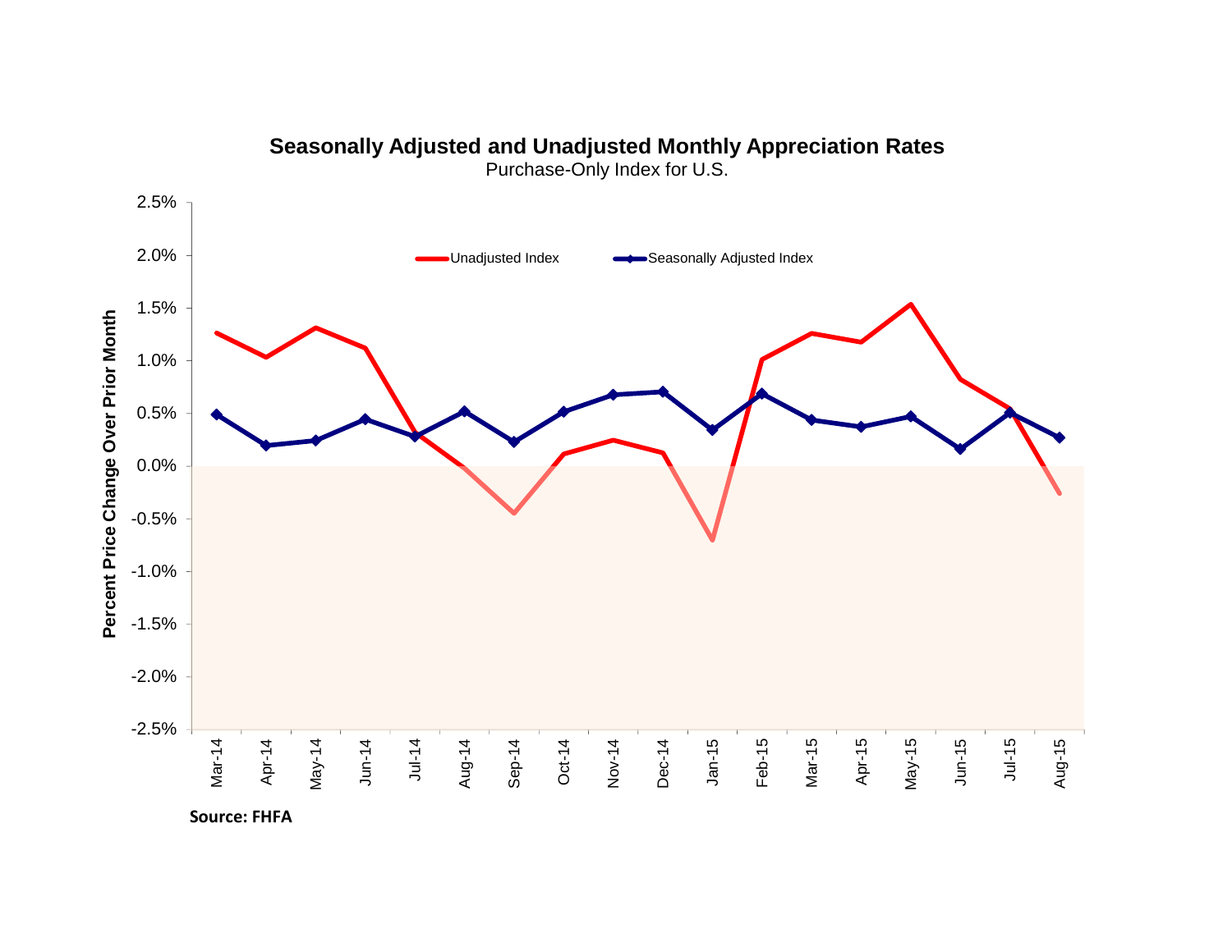**Seasonally Adjusted and Unadjusted Monthly Appreciation Rates**

Purchase-Only Index for U.S.

Unadjusted Index

Seasonally Adjusted Index

Percent Price Change Over Prior Month

2.5%
2.0%
1.5%
1.0%
0.5%
0.0%
-0.5%
-1.0%
-1.5%
-2.0%
-2.5%

Mar-14
Apr-14
May-14
Jun-14
Jul-14
Aug-14
Sep-14
Oct-14
Nov-14
Dec-14
Jan-15
Feb-15
Mar-15
Apr-15
May-15
Jun-15
Jul-15
Aug-15

**Source: FHFA**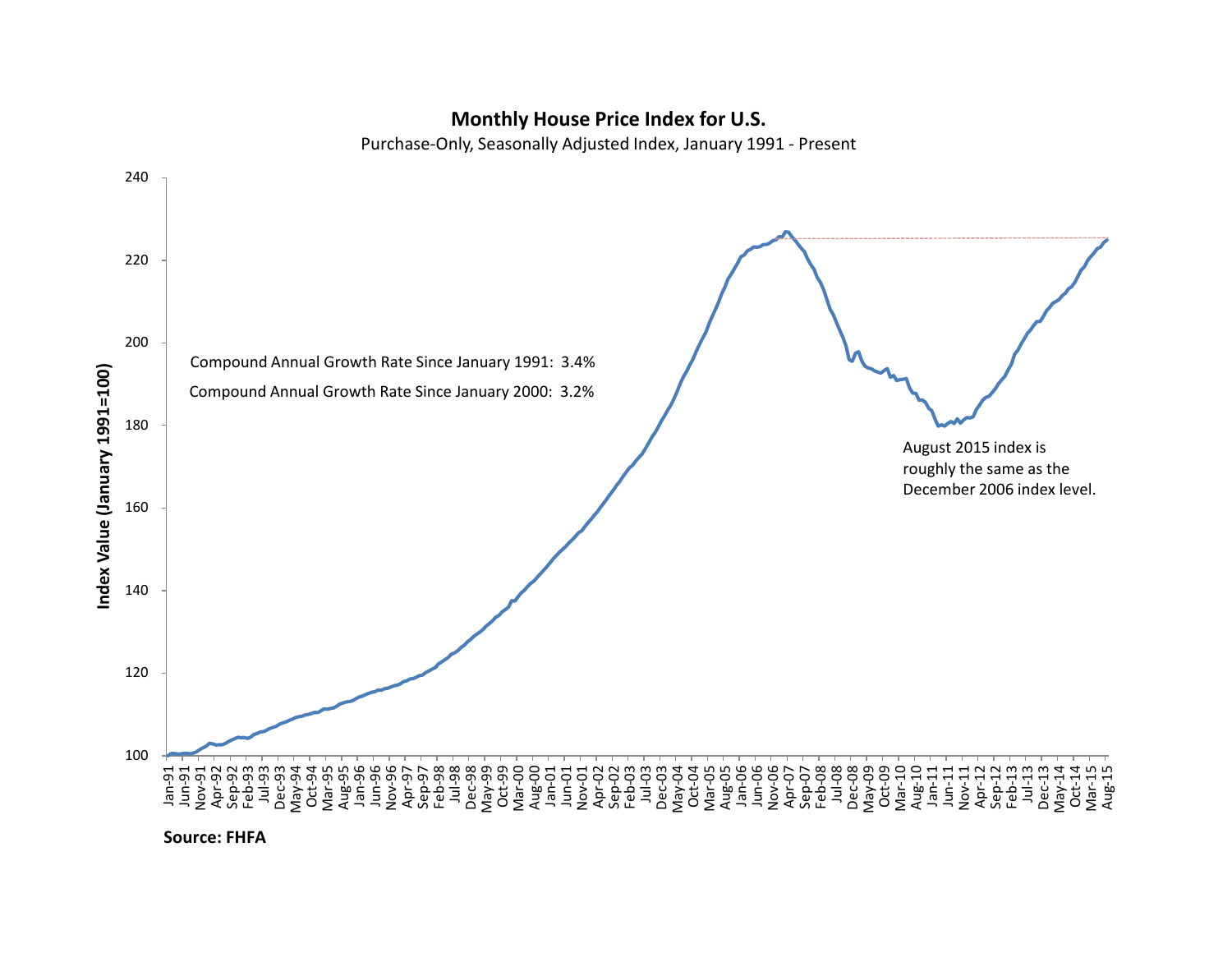**Monthly House Price Index for U.S.**

Purchase-Only, Seasonally Adjusted Index, January 1991 - Present

Index Value (January 1991=100)

240
220
200
180
160
140
120
100

Jan-91 Jun-91 Nov-91 Apr-92 Sep-92 Feb-93 Jul-93 Dec-93 May-94 Oct-94 Mar-95 Aug-95 Jan-96 Jun-96 Nov-96 Apr-97 Sep-97 Feb-98 Jul-98 Dec-98 May-99 Oct-99 Mar-00 Aug-00 Jan-01 Jun-01 Nov-01 Apr-02 Sep-02 Feb-03 Jul-03 Dec-03 May-04 Oct-04 Mar-05 Aug-05 Jan-06 Jun-06 Nov-06 Apr-07 Sep-07 Feb-08 Jul-08 Dec-08 May-09 Oct-09 Mar-10 Aug-10 Jan-11 Jun-11 Nov-11 Apr-12 Sep-12 Feb-13 Jul-13 Dec-13 May-14 Oct-14 Mar-15 Aug-15

Compound Annual Growth Rate Since January 1991: 3.4%

Compound Annual Growth Rate Since January 2000: 3.2%

August 2015 index is roughly the same as the December 2006 index level.

**Source: FHFA**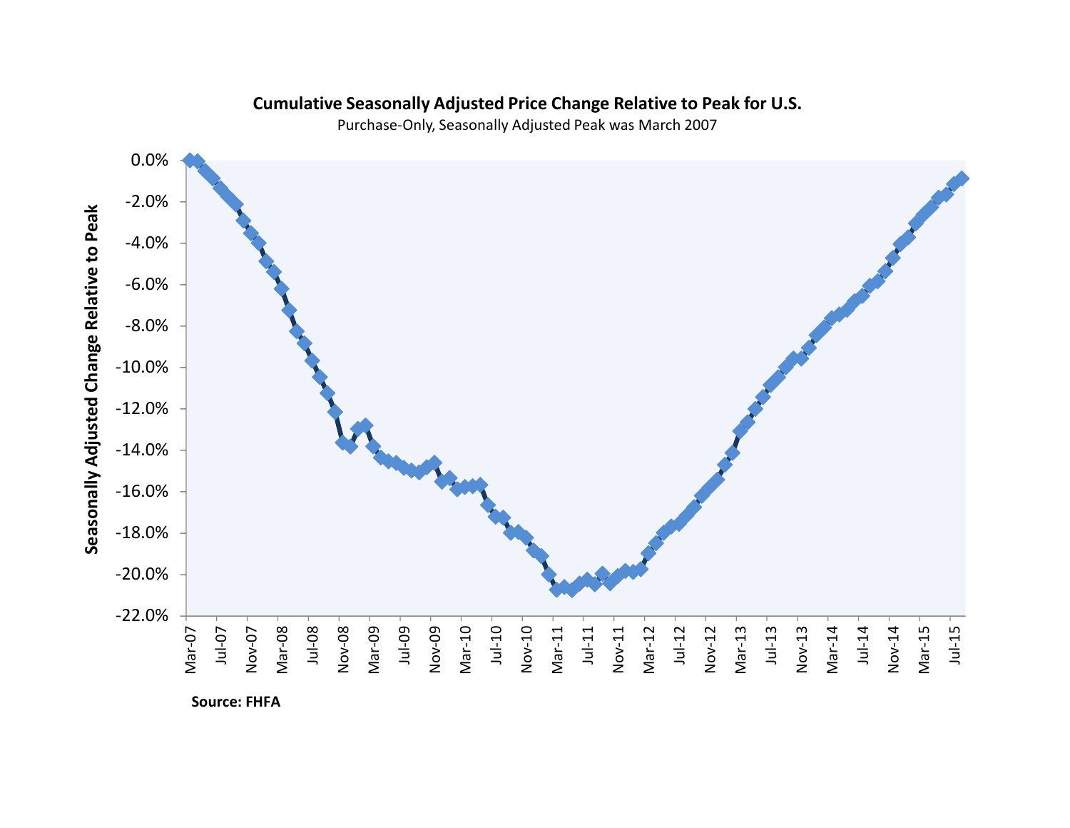**Cumulative Seasonally Adjusted Price Change Relative to Peak for U.S.**

Purchase-Only, Seasonally Adjusted Peak was March 2007

Seasonally Adjusted Change Relative to Peak

0.0%
-2.0%
-4.0%
-6.0%
-8.0%
-10.0%
-12.0%
-14.0%
-16.0%
-18.0%
-20.0%
-22.0%

Mar-07
Jul-07
Nov-07
Mar-08
Jul-08
Nov-08
Mar-09
Jul-09
Nov-09
Mar-10
Jul-10
Nov-10
Mar-11
Jul-11
Nov-11
Mar-12
Jul-12
Nov-12
Mar-13
Jul-13
Nov-13
Mar-14
Jul-14
Nov-14
Mar-15
Jul-15

**Source: FHFA**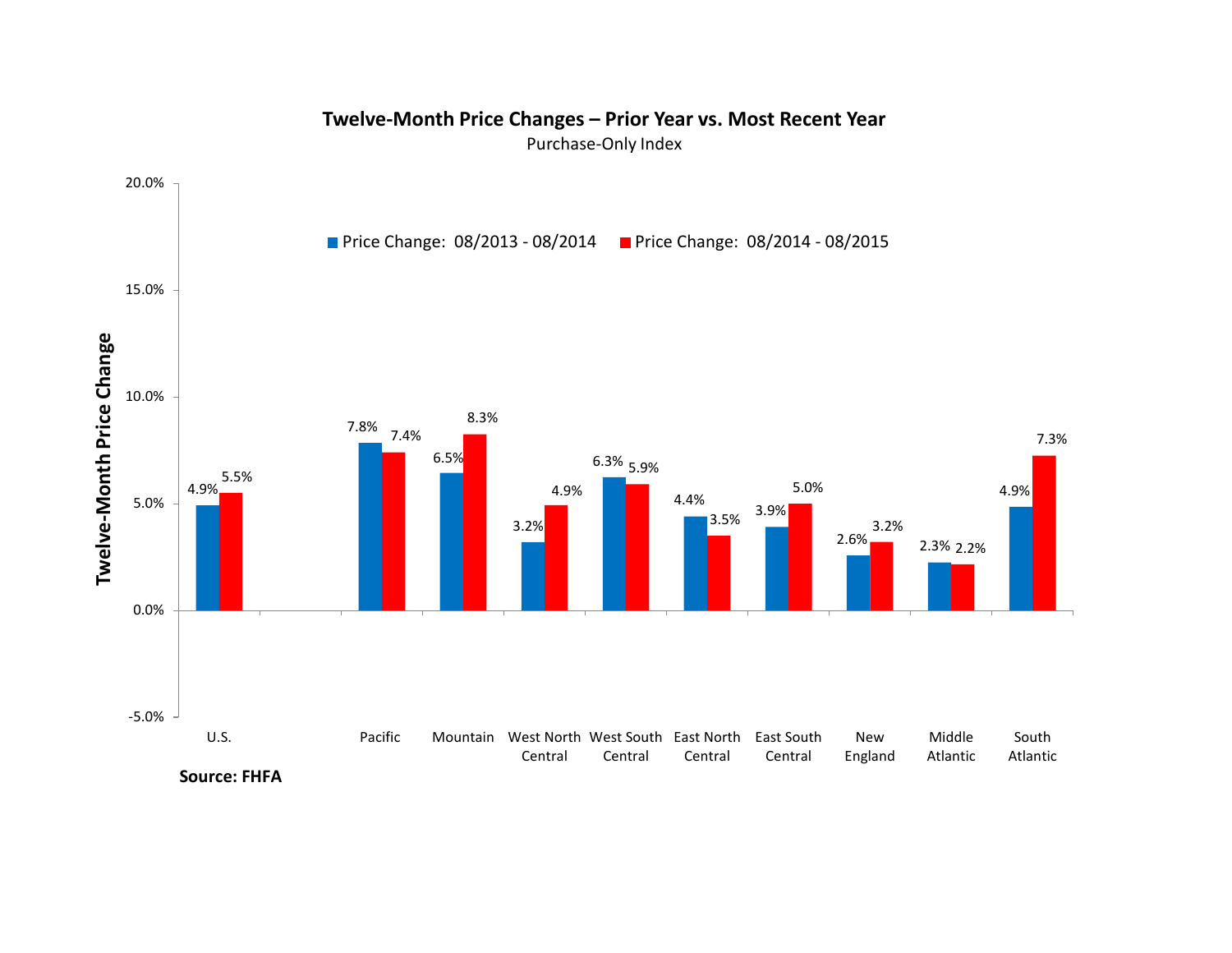**Twelve-Month Price Changes – Prior Year vs. Most Recent Year**

Purchase-Only Index

Twelve-Month Price Change

20.0%
15.0%
10.0%
5.0%
0.0%
-5.0%

Price Change: 08/2013 - 08/2014
Price Change: 08/2014 - 08/2015

U.S.: 4.9% 5.5%
Pacific: 7.8% 7.4%
Mountain: 6.5% 8.3%
West North Central: 3.2% 4.9%
West South Central: 6.3% 5.9%
East North Central: 4.4% 3.5%
East South Central: 3.9% 5.0%
New England: 2.6% 3.2%
Middle Atlantic: 2.3% 2.2%
South Atlantic: 4.9% 7.3%

**Source: FHFA**